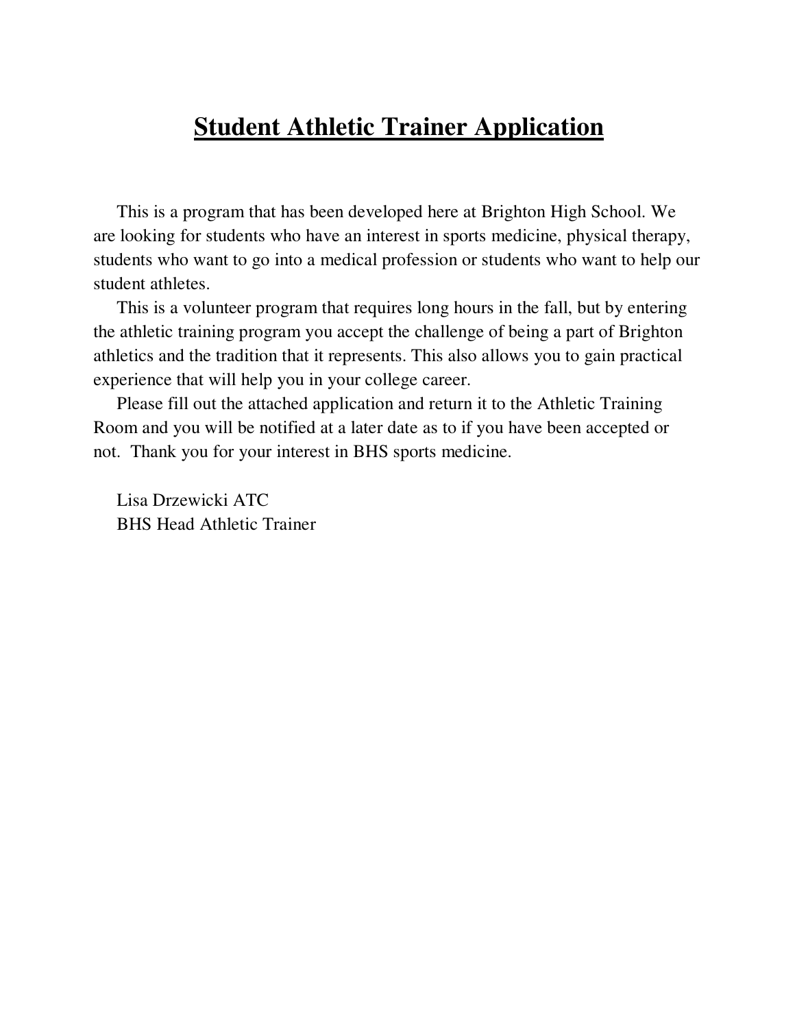# Student Athletic Trainer Application

This is a program that has been developed here at Brighton High School. We are looking for students who have an interest in sports medicine, physical therapy, students who want to go into a medical profession or students who want to help our student athletes.

This is a volunteer program that requires long hours in the fall, but by entering the athletic training program you accept the challenge of being a part of Brighton athletics and the tradition that it represents. This also allows you to gain practical experience that will help you in your college career.

Please fill out the attached application and return it to the Athletic Training Room and you will be notified at a later date as to if you have been accepted or not. Thank you for your interest in BHS sports medicine.

Lisa Drzewicki ATC
BHS Head Athletic Trainer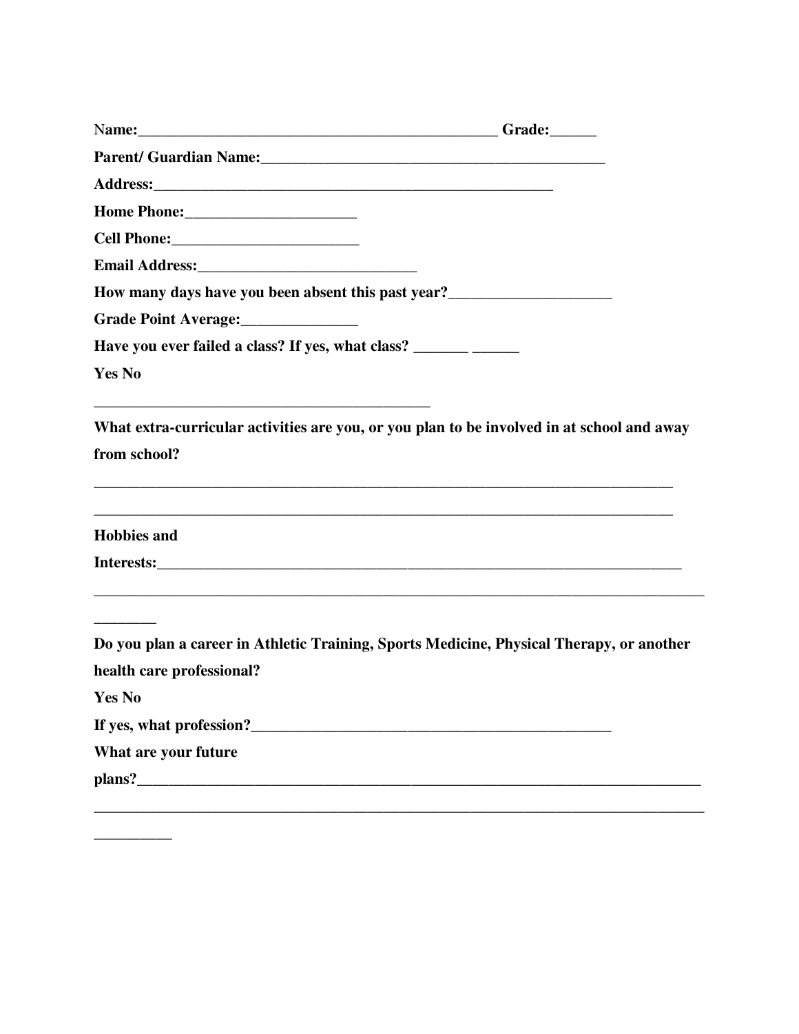**Name:_______________________________________________ Grade:______**

**Parent/ Guardian Name:_____________________________________________**

**Address:_____________________________________________________**

**Home Phone:______________________**

**Cell Phone:________________________**

**Email Address:____________________________**

**How many days have you been absent this past year?_____________________**

**Grade Point Average:_______________**

**Have you ever failed a class? If yes, what class? _______ ______**

**Yes No**

____________________________________________

**What extra-curricular activities are you, or you plan to be involved in at school and away from school?**

___________________________________________________________________________

___________________________________________________________________________

**Hobbies and Interests:____________________________________________________________________**

________________________________________________________________________________

________

**Do you plan a career in Athletic Training, Sports Medicine, Physical Therapy, or another health care professional?**

**Yes No**

**If yes, what profession?_________________________________________________**

**What are your future plans?___________________________________________________________________________**

________________________________________________________________________________

__________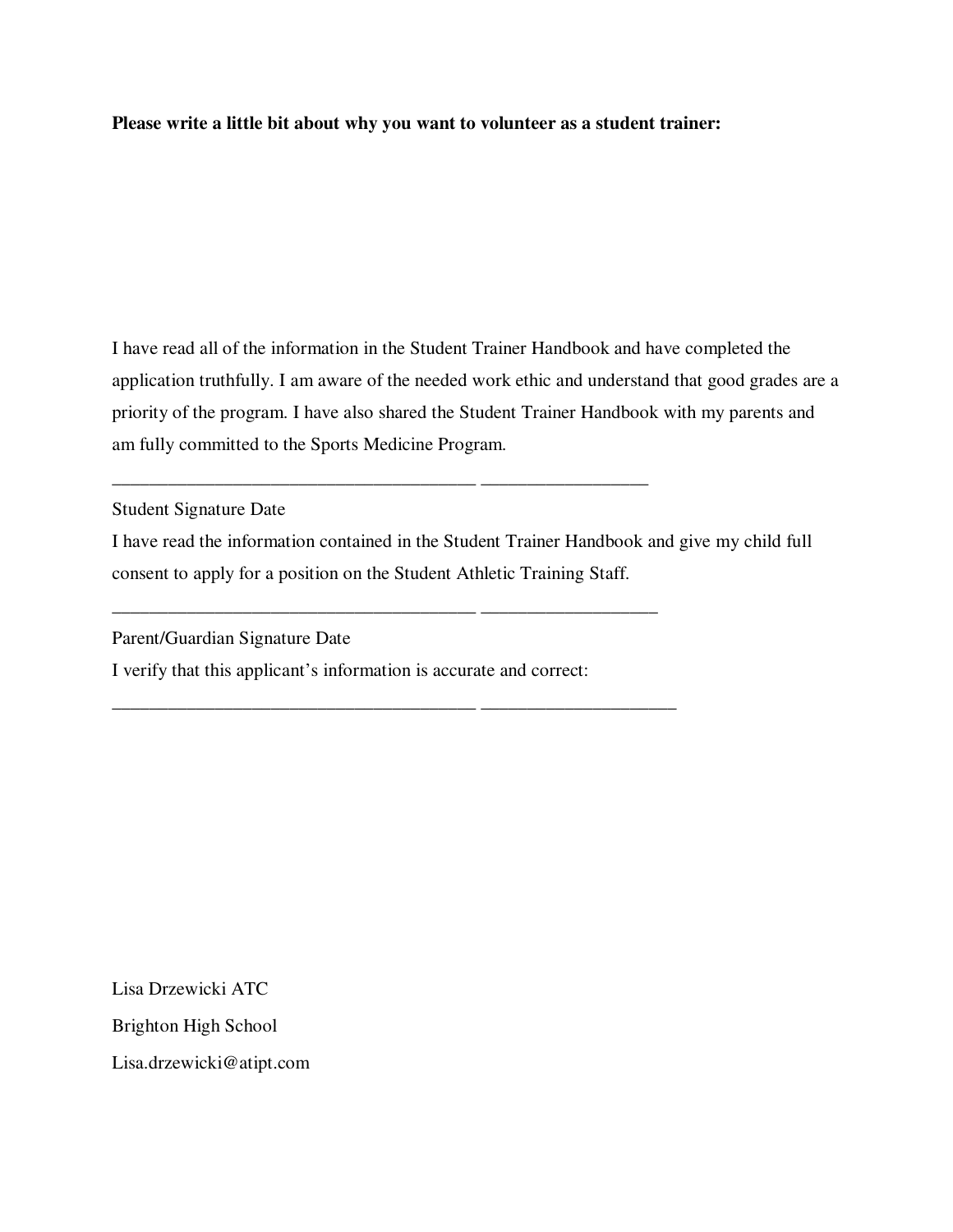**Please write a little bit about why you want to volunteer as a student trainer:**

I have read all of the information in the Student Trainer Handbook and have completed the application truthfully. I am aware of the needed work ethic and understand that good grades are a priority of the program. I have also shared the Student Trainer Handbook with my parents and am fully committed to the Sports Medicine Program.

_______________________________________ __________________

Student Signature Date

I have read the information contained in the Student Trainer Handbook and give my child full consent to apply for a position on the Student Athletic Training Staff.

_______________________________________ ___________________

Parent/Guardian Signature Date

I verify that this applicant's information is accurate and correct:

_______________________________________ _____________________

Lisa Drzewicki ATC

Brighton High School

Lisa.drzewicki@atipt.com